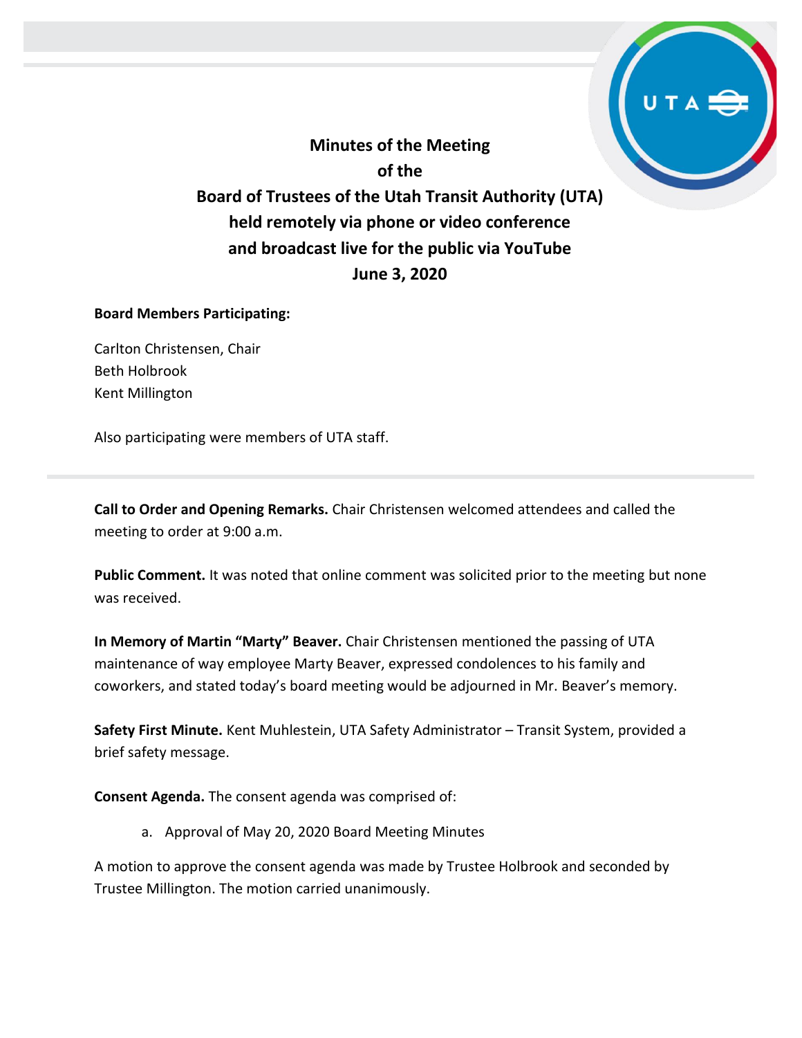# Minutes of the Meeting of the Board of Trustees of the Utah Transit Authority (UTA) held remotely via phone or video conference and broadcast live for the public via YouTube June 3, 2020

**Board Members Participating:**

Carlton Christensen, Chair
Beth Holbrook
Kent Millington

Also participating were members of UTA staff.

---

**Call to Order and Opening Remarks.** Chair Christensen welcomed attendees and called the meeting to order at 9:00 a.m.

**Public Comment.** It was noted that online comment was solicited prior to the meeting but none was received.

**In Memory of Martin "Marty" Beaver.** Chair Christensen mentioned the passing of UTA maintenance of way employee Marty Beaver, expressed condolences to his family and coworkers, and stated today's board meeting would be adjourned in Mr. Beaver's memory.

**Safety First Minute.** Kent Muhlestein, UTA Safety Administrator – Transit System, provided a brief safety message.

**Consent Agenda.** The consent agenda was comprised of:

a. Approval of May 20, 2020 Board Meeting Minutes

A motion to approve the consent agenda was made by Trustee Holbrook and seconded by Trustee Millington. The motion carried unanimously.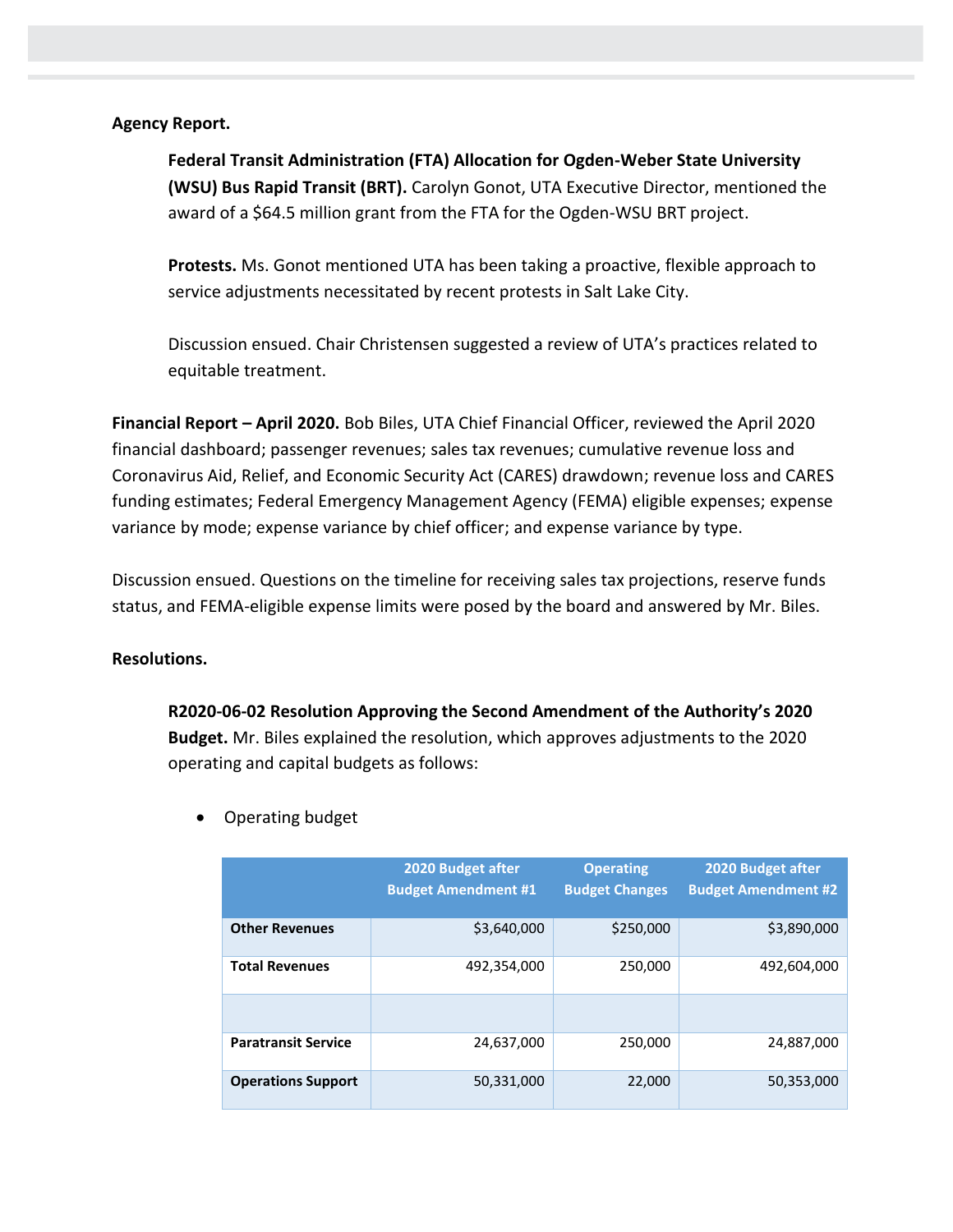**Agency Report.**

**Federal Transit Administration (FTA) Allocation for Ogden-Weber State University (WSU) Bus Rapid Transit (BRT).** Carolyn Gonot, UTA Executive Director, mentioned the award of a $64.5 million grant from the FTA for the Ogden-WSU BRT project.

**Protests.** Ms. Gonot mentioned UTA has been taking a proactive, flexible approach to service adjustments necessitated by recent protests in Salt Lake City.

Discussion ensued. Chair Christensen suggested a review of UTA's practices related to equitable treatment.

**Financial Report – April 2020.** Bob Biles, UTA Chief Financial Officer, reviewed the April 2020 financial dashboard; passenger revenues; sales tax revenues; cumulative revenue loss and Coronavirus Aid, Relief, and Economic Security Act (CARES) drawdown; revenue loss and CARES funding estimates; Federal Emergency Management Agency (FEMA) eligible expenses; expense variance by mode; expense variance by chief officer; and expense variance by type.

Discussion ensued. Questions on the timeline for receiving sales tax projections, reserve funds status, and FEMA-eligible expense limits were posed by the board and answered by Mr. Biles.

**Resolutions.**

**R2020-06-02 Resolution Approving the Second Amendment of the Authority's 2020 Budget.** Mr. Biles explained the resolution, which approves adjustments to the 2020 operating and capital budgets as follows:

- Operating budget

| | 2020 Budget after Budget Amendment #1 | Operating Budget Changes | 2020 Budget after Budget Amendment #2 |
|---|---|---|---|
| **Other Revenues** | $3,640,000 | $250,000 | $3,890,000 |
| **Total Revenues** | 492,354,000 | 250,000 | 492,604,000 |
| | | | |
| **Paratransit Service** | 24,637,000 | 250,000 | 24,887,000 |
| **Operations Support** | 50,331,000 | 22,000 | 50,353,000 |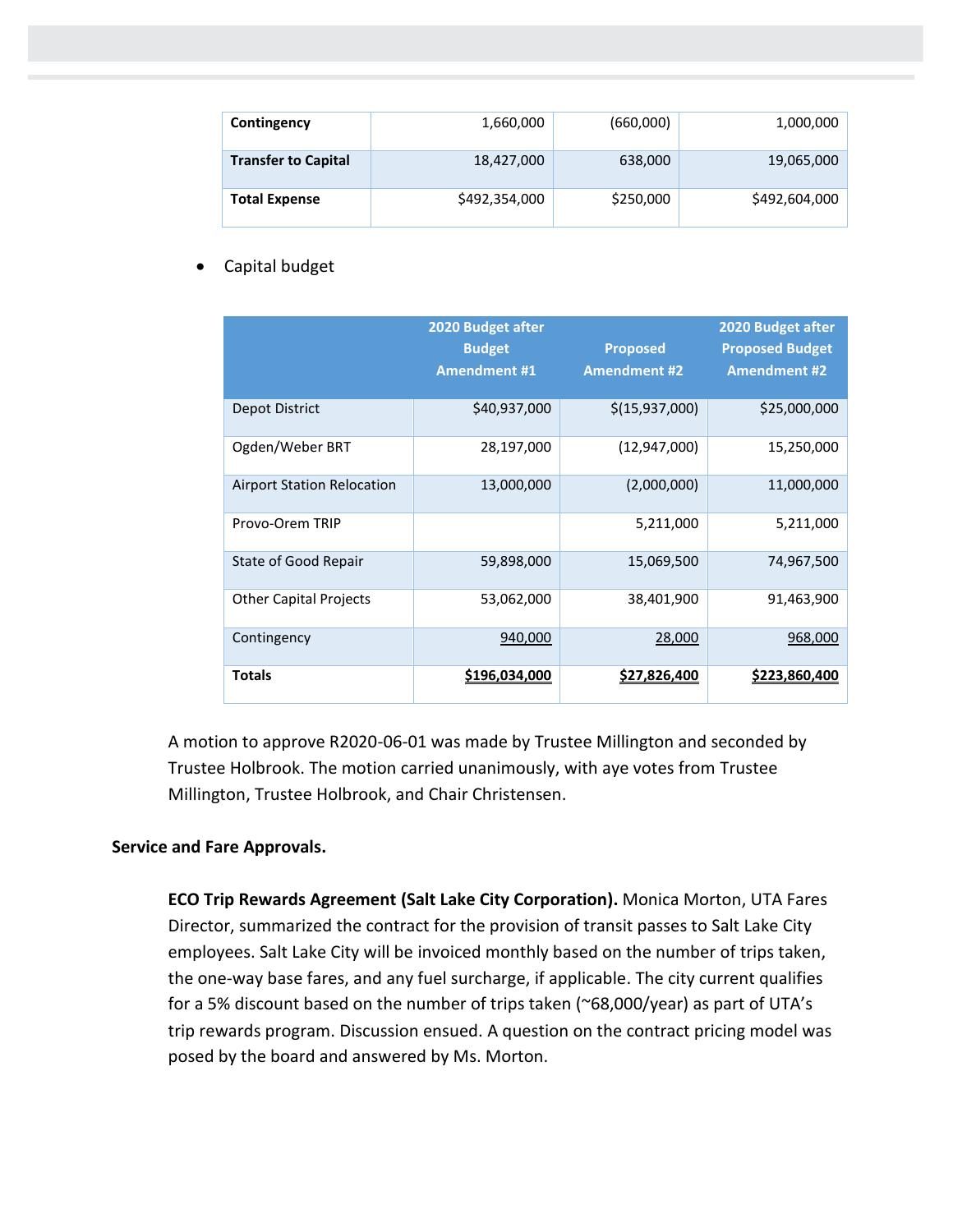| | | | |
|---|---|---|---|
| **Contingency** | 1,660,000 | (660,000) | 1,000,000 |
| **Transfer to Capital** | 18,427,000 | 638,000 | 19,065,000 |
| **Total Expense** | $492,354,000 | $250,000 | $492,604,000 |

- Capital budget

| | 2020 Budget after Budget Amendment #1 | Proposed Amendment #2 | 2020 Budget after Proposed Budget Amendment #2 |
|---|---|---|---|
| Depot District | $40,937,000 | $(15,937,000) | $25,000,000 |
| Ogden/Weber BRT | 28,197,000 | (12,947,000) | 15,250,000 |
| Airport Station Relocation | 13,000,000 | (2,000,000) | 11,000,000 |
| Provo-Orem TRIP | | 5,211,000 | 5,211,000 |
| State of Good Repair | 59,898,000 | 15,069,500 | 74,967,500 |
| Other Capital Projects | 53,062,000 | 38,401,900 | 91,463,900 |
| Contingency | 940,000 | 28,000 | 968,000 |
| **Totals** | **$196,034,000** | **$27,826,400** | **$223,860,400** |

A motion to approve R2020-06-01 was made by Trustee Millington and seconded by Trustee Holbrook. The motion carried unanimously, with aye votes from Trustee Millington, Trustee Holbrook, and Chair Christensen.

**Service and Fare Approvals.**

**ECO Trip Rewards Agreement (Salt Lake City Corporation).** Monica Morton, UTA Fares Director, summarized the contract for the provision of transit passes to Salt Lake City employees. Salt Lake City will be invoiced monthly based on the number of trips taken, the one-way base fares, and any fuel surcharge, if applicable. The city current qualifies for a 5% discount based on the number of trips taken (~68,000/year) as part of UTA's trip rewards program. Discussion ensued. A question on the contract pricing model was posed by the board and answered by Ms. Morton.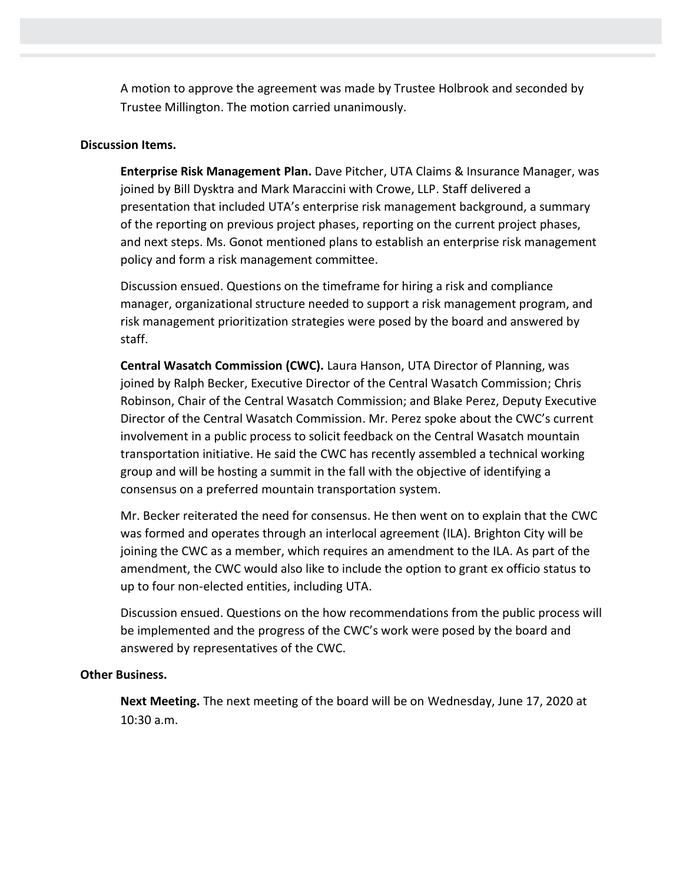A motion to approve the agreement was made by Trustee Holbrook and seconded by Trustee Millington. The motion carried unanimously.

**Discussion Items.**

**Enterprise Risk Management Plan.** Dave Pitcher, UTA Claims & Insurance Manager, was joined by Bill Dysktra and Mark Maraccini with Crowe, LLP. Staff delivered a presentation that included UTA's enterprise risk management background, a summary of the reporting on previous project phases, reporting on the current project phases, and next steps. Ms. Gonot mentioned plans to establish an enterprise risk management policy and form a risk management committee.

Discussion ensued. Questions on the timeframe for hiring a risk and compliance manager, organizational structure needed to support a risk management program, and risk management prioritization strategies were posed by the board and answered by staff.

**Central Wasatch Commission (CWC).** Laura Hanson, UTA Director of Planning, was joined by Ralph Becker, Executive Director of the Central Wasatch Commission; Chris Robinson, Chair of the Central Wasatch Commission; and Blake Perez, Deputy Executive Director of the Central Wasatch Commission. Mr. Perez spoke about the CWC's current involvement in a public process to solicit feedback on the Central Wasatch mountain transportation initiative. He said the CWC has recently assembled a technical working group and will be hosting a summit in the fall with the objective of identifying a consensus on a preferred mountain transportation system.

Mr. Becker reiterated the need for consensus. He then went on to explain that the CWC was formed and operates through an interlocal agreement (ILA). Brighton City will be joining the CWC as a member, which requires an amendment to the ILA. As part of the amendment, the CWC would also like to include the option to grant ex officio status to up to four non-elected entities, including UTA.

Discussion ensued. Questions on the how recommendations from the public process will be implemented and the progress of the CWC's work were posed by the board and answered by representatives of the CWC.

**Other Business.**

**Next Meeting.** The next meeting of the board will be on Wednesday, June 17, 2020 at 10:30 a.m.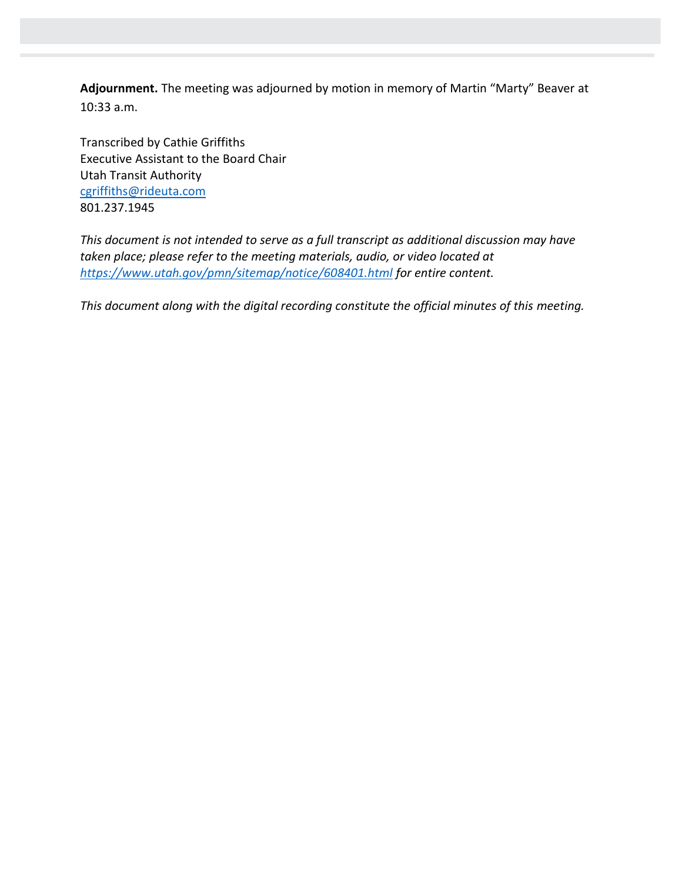**Adjournment.** The meeting was adjourned by motion in memory of Martin “Marty” Beaver at 10:33 a.m.

Transcribed by Cathie Griffiths
Executive Assistant to the Board Chair
Utah Transit Authority
cgriffiths@rideuta.com
801.237.1945

*This document is not intended to serve as a full transcript as additional discussion may have taken place; please refer to the meeting materials, audio, or video located at https://www.utah.gov/pmn/sitemap/notice/608401.html for entire content.*

*This document along with the digital recording constitute the official minutes of this meeting.*